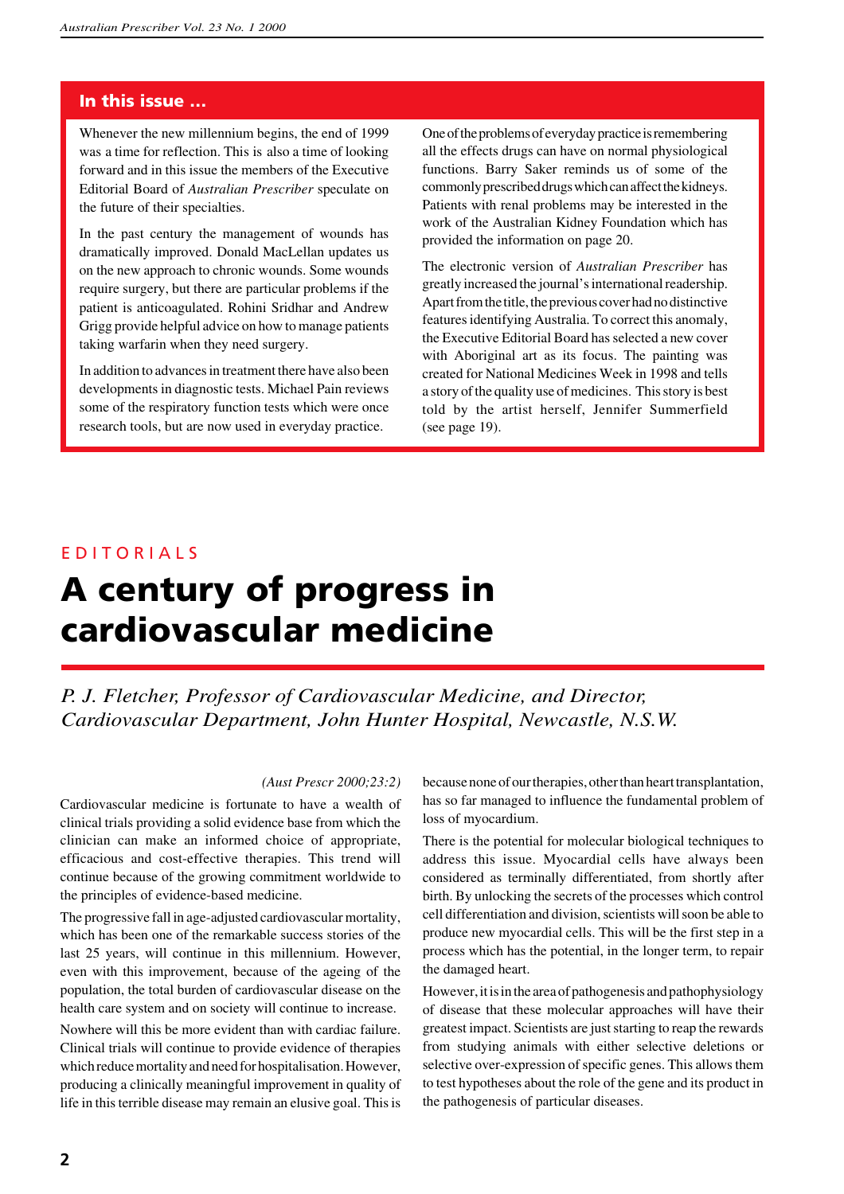## In this issue …

Whenever the new millennium begins, the end of 1999 was a time for reflection. This is also a time of looking forward and in this issue the members of the Executive Editorial Board of *Australian Prescriber* speculate on the future of their specialties.

In the past century the management of wounds has dramatically improved. Donald MacLellan updates us on the new approach to chronic wounds. Some wounds require surgery, but there are particular problems if the patient is anticoagulated. Rohini Sridhar and Andrew Grigg provide helpful advice on how to manage patients taking warfarin when they need surgery.

In addition to advances in treatment there have also been developments in diagnostic tests. Michael Pain reviews some of the respiratory function tests which were once research tools, but are now used in everyday practice.

One of the problems of everyday practice is remembering all the effects drugs can have on normal physiological functions. Barry Saker reminds us of some of the commonly prescribed drugs which can affect the kidneys. Patients with renal problems may be interested in the work of the Australian Kidney Foundation which has provided the information on page 20.

The electronic version of *Australian Prescriber* has greatly increased the journal's international readership. Apart from the title, the previous cover had no distinctive features identifying Australia. To correct this anomaly, the Executive Editorial Board has selected a new cover with Aboriginal art as its focus. The painting was created for National Medicines Week in 1998 and tells a story of the quality use of medicines. This story is best told by the artist herself, Jennifer Summerfield (see page 19).

EDITORIALS

# A century of progress in cardiovascular medicine

*P. J. Fletcher, Professor of Cardiovascular Medicine, and Director, Cardiovascular Department, John Hunter Hospital, Newcastle, N.S.W.*

*(Aust Prescr 2000;23:2)*

Cardiovascular medicine is fortunate to have a wealth of clinical trials providing a solid evidence base from which the clinician can make an informed choice of appropriate, efficacious and cost-effective therapies. This trend will continue because of the growing commitment worldwide to the principles of evidence-based medicine.

The progressive fall in age-adjusted cardiovascular mortality, which has been one of the remarkable success stories of the last 25 years, will continue in this millennium. However, even with this improvement, because of the ageing of the population, the total burden of cardiovascular disease on the health care system and on society will continue to increase.

Nowhere will this be more evident than with cardiac failure. Clinical trials will continue to provide evidence of therapies which reduce mortality and need for hospitalisation. However, producing a clinically meaningful improvement in quality of life in this terrible disease may remain an elusive goal. This is because none of our therapies, other than heart transplantation, has so far managed to influence the fundamental problem of loss of myocardium.

There is the potential for molecular biological techniques to address this issue. Myocardial cells have always been considered as terminally differentiated, from shortly after birth. By unlocking the secrets of the processes which control cell differentiation and division, scientists will soon be able to produce new myocardial cells. This will be the first step in a process which has the potential, in the longer term, to repair the damaged heart.

However, it is in the area of pathogenesis and pathophysiology of disease that these molecular approaches will have their greatest impact. Scientists are just starting to reap the rewards from studying animals with either selective deletions or selective over-expression of specific genes. This allows them to test hypotheses about the role of the gene and its product in the pathogenesis of particular diseases.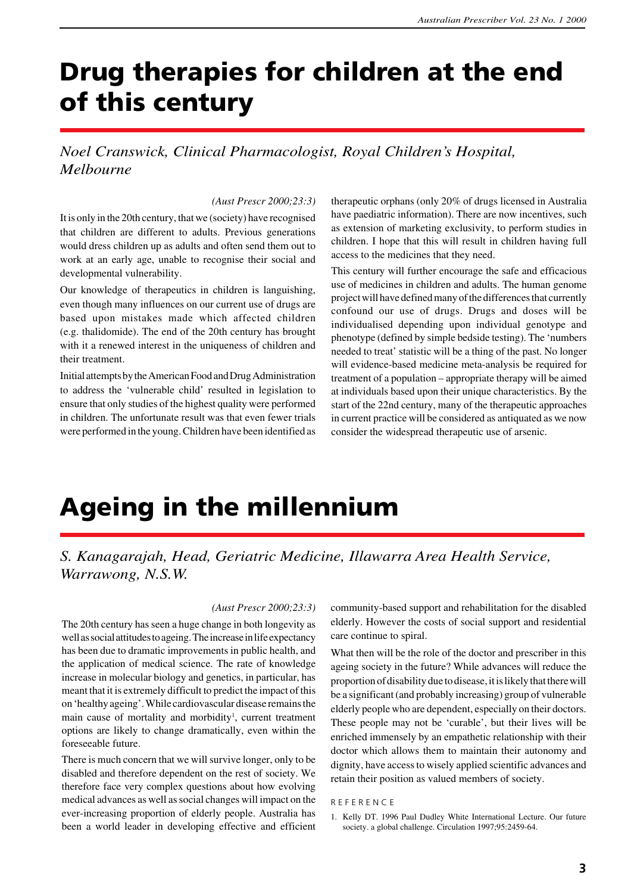# Drug therapies for children at the end of this century

*Noel Cranswick, Clinical Pharmacologist, Royal Children's Hospital, Melbourne*

*(Aust Prescr 2000;23:3)*

It is only in the 20th century, that we (society) have recognised that children are different to adults. Previous generations would dress children up as adults and often send them out to work at an early age, unable to recognise their social and developmental vulnerability.

Our knowledge of therapeutics in children is languishing, even though many influences on our current use of drugs are based upon mistakes made which affected children (e.g. thalidomide). The end of the 20th century has brought with it a renewed interest in the uniqueness of children and their treatment.

Initial attempts by the American Food and Drug Administration to address the 'vulnerable child' resulted in legislation to ensure that only studies of the highest quality were performed in children. The unfortunate result was that even fewer trials were performed in the young. Children have been identified as therapeutic orphans (only 20% of drugs licensed in Australia have paediatric information). There are now incentives, such as extension of marketing exclusivity, to perform studies in children. I hope that this will result in children having full access to the medicines that they need.

This century will further encourage the safe and efficacious use of medicines in children and adults. The human genome project will have defined many of the differences that currently confound our use of drugs. Drugs and doses will be individualised depending upon individual genotype and phenotype (defined by simple bedside testing). The 'numbers needed to treat' statistic will be a thing of the past. No longer will evidence-based medicine meta-analysis be required for treatment of a population – appropriate therapy will be aimed at individuals based upon their unique characteristics. By the start of the 22nd century, many of the therapeutic approaches in current practice will be considered as antiquated as we now consider the widespread therapeutic use of arsenic.

# Ageing in the millennium

*S. Kanagarajah, Head, Geriatric Medicine, Illawarra Area Health Service, Warrawong, N.S.W.*

*(Aust Prescr 2000;23:3)*

The 20th century has seen a huge change in both longevity as well as social attitudes to ageing. The increase in life expectancy has been due to dramatic improvements in public health, and the application of medical science. The rate of knowledge increase in molecular biology and genetics, in particular, has meant that it is extremely difficult to predict the impact of this on 'healthy ageing'. While cardiovascular disease remains the main cause of mortality and morbidity[1], current treatment options are likely to change dramatically, even within the foreseeable future.

There is much concern that we will survive longer, only to be disabled and therefore dependent on the rest of society. We therefore face very complex questions about how evolving medical advances as well as social changes will impact on the ever-increasing proportion of elderly people. Australia has been a world leader in developing effective and efficient community-based support and rehabilitation for the disabled elderly. However the costs of social support and residential care continue to spiral.

What then will be the role of the doctor and prescriber in this ageing society in the future? While advances will reduce the proportion of disability due to disease, it is likely that there will be a significant (and probably increasing) group of vulnerable elderly people who are dependent, especially on their doctors. These people may not be 'curable', but their lives will be enriched immensely by an empathetic relationship with their doctor which allows them to maintain their autonomy and dignity, have access to wisely applied scientific advances and retain their position as valued members of society.

## REFERENCE

1. Kelly DT. 1996 Paul Dudley White International Lecture. Our future society. a global challenge. Circulation 1997;95:2459-64.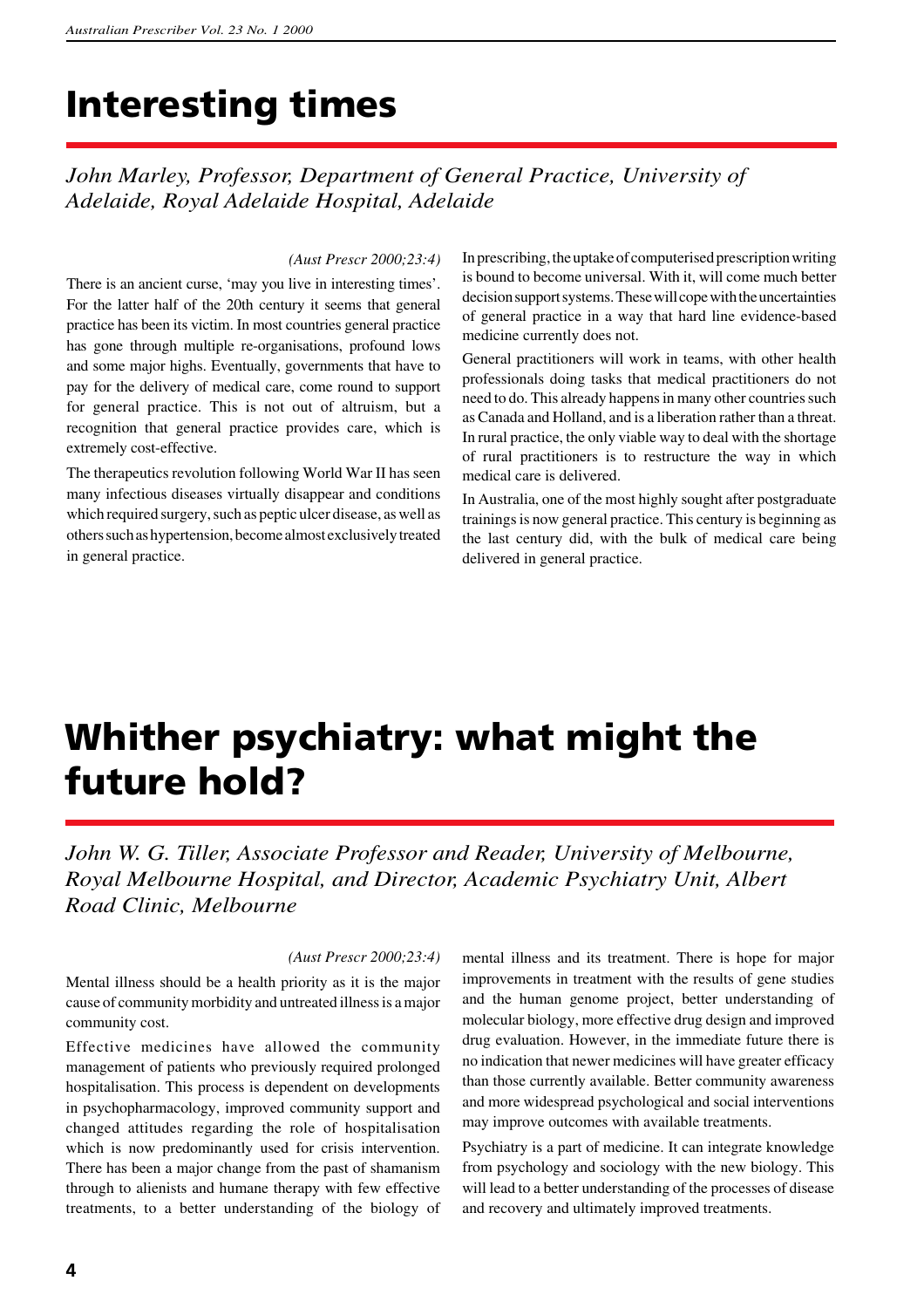# Interesting times

*John Marley, Professor, Department of General Practice, University of Adelaide, Royal Adelaide Hospital, Adelaide*

*(Aust Prescr 2000;23:4)*

There is an ancient curse, 'may you live in interesting times'. For the latter half of the 20th century it seems that general practice has been its victim. In most countries general practice has gone through multiple re-organisations, profound lows and some major highs. Eventually, governments that have to pay for the delivery of medical care, come round to support for general practice. This is not out of altruism, but a recognition that general practice provides care, which is extremely cost-effective.

The therapeutics revolution following World War II has seen many infectious diseases virtually disappear and conditions which required surgery, such as peptic ulcer disease, as well as others such as hypertension, become almost exclusively treated in general practice.

In prescribing, the uptake of computerised prescription writing is bound to become universal. With it, will come much better decision support systems. These will cope with the uncertainties of general practice in a way that hard line evidence-based medicine currently does not.

General practitioners will work in teams, with other health professionals doing tasks that medical practitioners do not need to do. This already happens in many other countries such as Canada and Holland, and is a liberation rather than a threat. In rural practice, the only viable way to deal with the shortage of rural practitioners is to restructure the way in which medical care is delivered.

In Australia, one of the most highly sought after postgraduate trainings is now general practice. This century is beginning as the last century did, with the bulk of medical care being delivered in general practice.

# Whither psychiatry: what might the future hold?

*John W. G. Tiller, Associate Professor and Reader, University of Melbourne, Royal Melbourne Hospital, and Director, Academic Psychiatry Unit, Albert Road Clinic, Melbourne*

*(Aust Prescr 2000;23:4)*

Mental illness should be a health priority as it is the major cause of community morbidity and untreated illness is a major community cost.

Effective medicines have allowed the community management of patients who previously required prolonged hospitalisation. This process is dependent on developments in psychopharmacology, improved community support and changed attitudes regarding the role of hospitalisation which is now predominantly used for crisis intervention. There has been a major change from the past of shamanism through to alienists and humane therapy with few effective treatments, to a better understanding of the biology of mental illness and its treatment. There is hope for major improvements in treatment with the results of gene studies and the human genome project, better understanding of molecular biology, more effective drug design and improved drug evaluation. However, in the immediate future there is no indication that newer medicines will have greater efficacy than those currently available. Better community awareness and more widespread psychological and social interventions may improve outcomes with available treatments.

Psychiatry is a part of medicine. It can integrate knowledge from psychology and sociology with the new biology. This will lead to a better understanding of the processes of disease and recovery and ultimately improved treatments.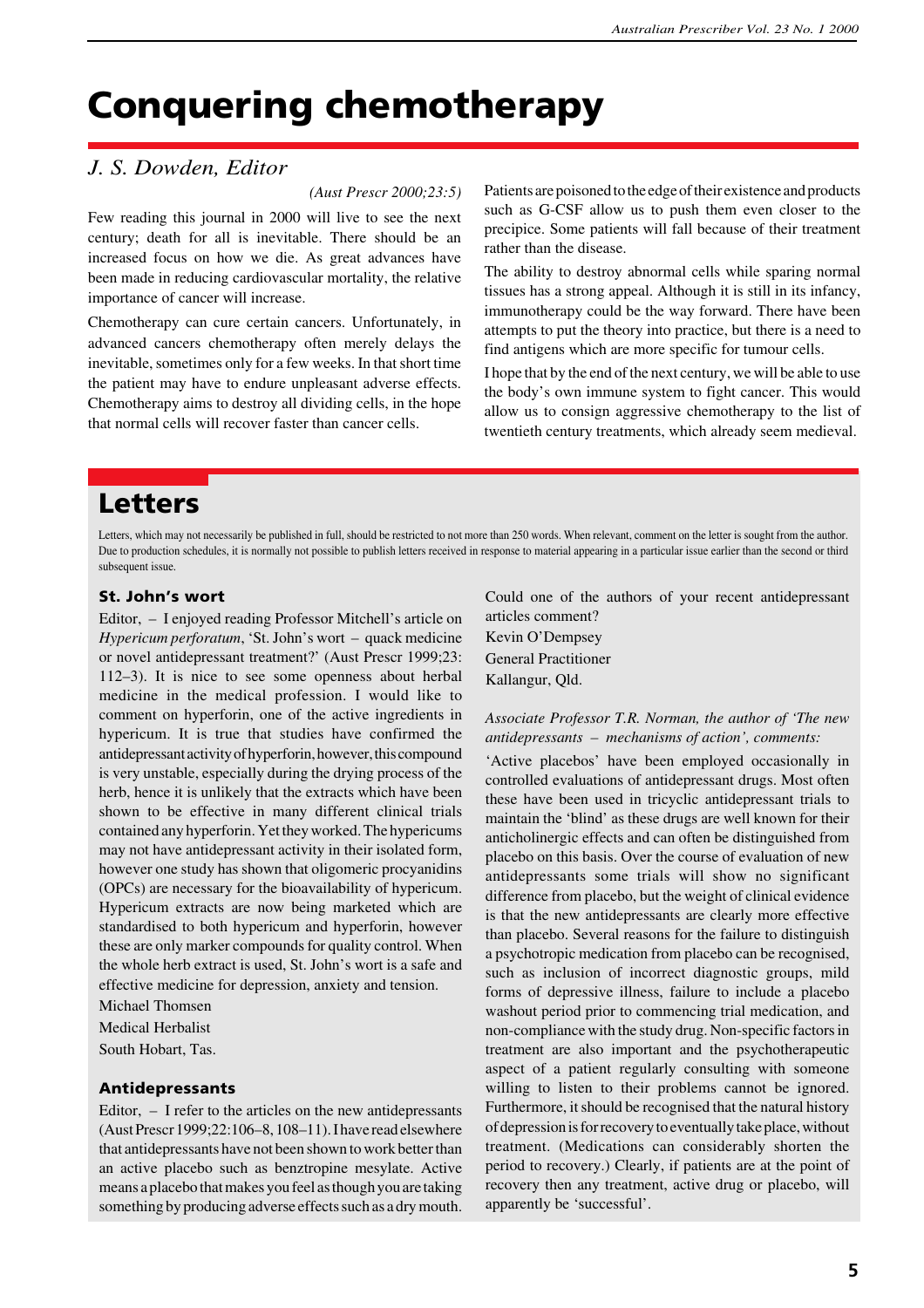# Conquering chemotherapy

## *J. S. Dowden, Editor*

*(Aust Prescr 2000;23:5)*

Few reading this journal in 2000 will live to see the next century; death for all is inevitable. There should be an increased focus on how we die. As great advances have been made in reducing cardiovascular mortality, the relative importance of cancer will increase.

Chemotherapy can cure certain cancers. Unfortunately, in advanced cancers chemotherapy often merely delays the inevitable, sometimes only for a few weeks. In that short time the patient may have to endure unpleasant adverse effects. Chemotherapy aims to destroy all dividing cells, in the hope that normal cells will recover faster than cancer cells.

Patients are poisoned to the edge of their existence and products such as G-CSF allow us to push them even closer to the precipice. Some patients will fall because of their treatment rather than the disease.

The ability to destroy abnormal cells while sparing normal tissues has a strong appeal. Although it is still in its infancy, immunotherapy could be the way forward. There have been attempts to put the theory into practice, but there is a need to find antigens which are more specific for tumour cells.

I hope that by the end of the next century, we will be able to use the body's own immune system to fight cancer. This would allow us to consign aggressive chemotherapy to the list of twentieth century treatments, which already seem medieval.

# Letters

Letters, which may not necessarily be published in full, should be restricted to not more than 250 words. When relevant, comment on the letter is sought from the author. Due to production schedules, it is normally not possible to publish letters received in response to material appearing in a particular issue earlier than the second or third subsequent issue.

### St. John's wort

Editor, – I enjoyed reading Professor Mitchell's article on *Hypericum perforatum*, 'St. John's wort – quack medicine or novel antidepressant treatment?' (Aust Prescr 1999;23: 112–3). It is nice to see some openness about herbal medicine in the medical profession. I would like to comment on hyperforin, one of the active ingredients in hypericum. It is true that studies have confirmed the antidepressant activity of hyperforin, however, this compound is very unstable, especially during the drying process of the herb, hence it is unlikely that the extracts which have been shown to be effective in many different clinical trials contained any hyperforin. Yet they worked. The hypericums may not have antidepressant activity in their isolated form, however one study has shown that oligomeric procyanidins (OPCs) are necessary for the bioavailability of hypericum. Hypericum extracts are now being marketed which are standardised to both hypericum and hyperforin, however these are only marker compounds for quality control. When the whole herb extract is used, St. John's wort is a safe and effective medicine for depression, anxiety and tension.

Michael Thomsen
Medical Herbalist
South Hobart, Tas.

### Antidepressants

Editor, – I refer to the articles on the new antidepressants (Aust Prescr 1999;22:106–8, 108–11). I have read elsewhere that antidepressants have not been shown to work better than an active placebo such as benztropine mesylate. Active means a placebo that makes you feel as though you are taking something by producing adverse effects such as a dry mouth. Could one of the authors of your recent antidepressant articles comment?

Kevin O'Dempsey
General Practitioner
Kallangur, Qld.

*Associate Professor T.R. Norman, the author of 'The new antidepressants – mechanisms of action', comments:*

'Active placebos' have been employed occasionally in controlled evaluations of antidepressant drugs. Most often these have been used in tricyclic antidepressant trials to maintain the 'blind' as these drugs are well known for their anticholinergic effects and can often be distinguished from placebo on this basis. Over the course of evaluation of new antidepressants some trials will show no significant difference from placebo, but the weight of clinical evidence is that the new antidepressants are clearly more effective than placebo. Several reasons for the failure to distinguish a psychotropic medication from placebo can be recognised, such as inclusion of incorrect diagnostic groups, mild forms of depressive illness, failure to include a placebo washout period prior to commencing trial medication, and non-compliance with the study drug. Non-specific factors in treatment are also important and the psychotherapeutic aspect of a patient regularly consulting with someone willing to listen to their problems cannot be ignored. Furthermore, it should be recognised that the natural history of depression is for recovery to eventually take place, without treatment. (Medications can considerably shorten the period to recovery.) Clearly, if patients are at the point of recovery then any treatment, active drug or placebo, will apparently be 'successful'.